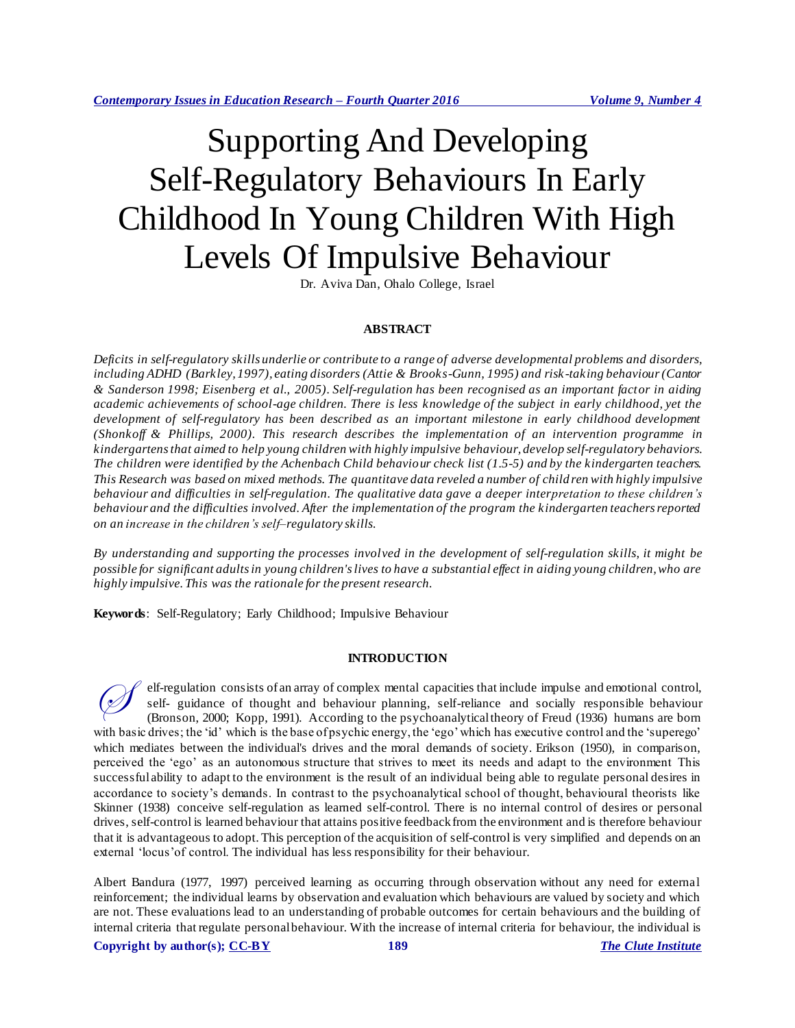# Supporting And Developing Self-Regulatory Behaviours In Early Childhood In Young Children With High Levels Of Impulsive Behaviour

Dr. Aviva Dan, Ohalo College, Israel

## ABSTRACT

*Deficits in self-regulatory skills underlie or contribute to a range of adverse developmental problems and disorders, including ADHD (Barkley, 1997), eating disorders (Attie & Brooks-Gunn, 1995) and risk-taking behaviour (Cantor & Sanderson 1998; Eisenberg et al., 2005). Self-regulation has been recognised as an important factor in aiding academic achievements of school-age children. There is less knowledge of the subject in early childhood, yet the development of self-regulatory has been described as an important milestone in early childhood development (Shonkoff & Phillips, 2000). This research describes the implementation of an intervention programme in kindergartens that aimed to help young children with highly impulsive behaviour, develop self-regulatory behaviors. The children were identified by the Achenbach Child behaviour check list (1.5-5) and by the kindergarten teachers. This Research was based on mixed methods. The quantitave data reveled a number of children with highly impulsive behaviour and difficulties in self-regulation. The qualitative data gave a deeper interpretation to these children's behaviour and the difficulties involved. After the implementation of the program the kindergarten teachers reported on an increase in the children's self–regulatory skills.*

*By understanding and supporting the processes involved in the development of self-regulation skills, it might be possible for significant adults in young children's lives to have a substantial effect in aiding young children, who are highly impulsive. This was the rationale for the present research.*

**Keywords**: Self-Regulatory; Early Childhood; Impulsive Behaviour

## INTRODUCTION

Self-regulation consists of an array of complex mental capacities that include impulse and emotional control, self- guidance of thought and behaviour planning, self-reliance and socially responsible behaviour (Bronson, 2000; Kopp, 1991). According to the psychoanalytical theory of Freud (1936) humans are born with basic drives; the 'id' which is the base of psychic energy, the 'ego' which has executive control and the 'superego' which mediates between the individual's drives and the moral demands of society. Erikson (1950), in comparison, perceived the 'ego' as an autonomous structure that strives to meet its needs and adapt to the environment This successful ability to adapt to the environment is the result of an individual being able to regulate personal desires in accordance to society's demands. In contrast to the psychoanalytical school of thought, behavioural theorists like Skinner (1938) conceive self-regulation as learned self-control. There is no internal control of desires or personal drives, self-control is learned behaviour that attains positive feedback from the environment and is therefore behaviour that it is advantageous to adopt. This perception of the acquisition of self-control is very simplified and depends on an external 'locus'of control. The individual has less responsibility for their behaviour.

Albert Bandura (1977, 1997) perceived learning as occurring through observation without any need for external reinforcement; the individual learns by observation and evaluation which behaviours are valued by society and which are not. These evaluations lead to an understanding of probable outcomes for certain behaviours and the building of internal criteria that regulate personal behaviour. With the increase of internal criteria for behaviour, the individual is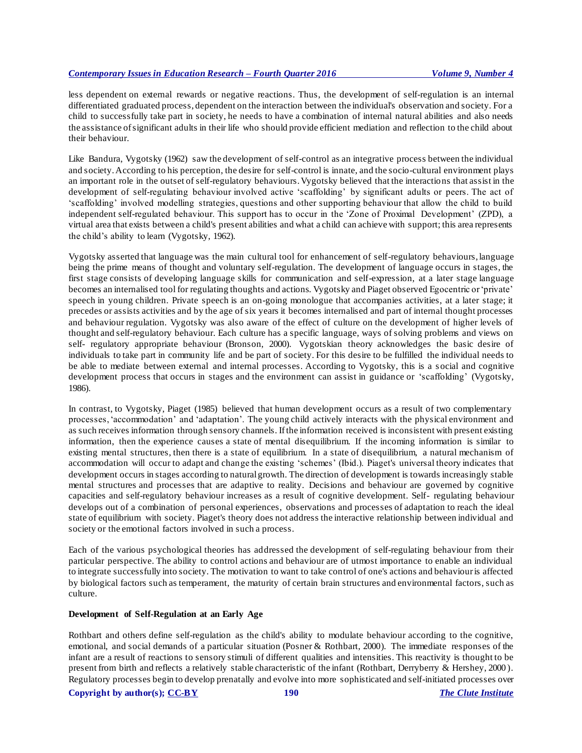less dependent on external rewards or negative reactions. Thus, the development of self-regulation is an internal differentiated graduated process, dependent on the interaction between the individual's observation and society. For a child to successfully take part in society, he needs to have a combination of internal natural abilities and also needs the assistance of significant adults in their life who should provide efficient mediation and reflection to the child about their behaviour.

Like Bandura, Vygotsky (1962) saw the development of self-control as an integrative process between the individual and society. According to his perception, the desire for self-control is innate, and the socio-cultural environment plays an important role in the outset of self-regulatory behaviours. Vygotsky believed that the interactions that assist in the development of self-regulating behaviour involved active 'scaffolding' by significant adults or peers. The act of 'scaffolding' involved modelling strategies, questions and other supporting behaviour that allow the child to build independent self-regulated behaviour. This support has to occur in the 'Zone of Proximal Development' (ZPD), a virtual area that exists between a child's present abilities and what a child can achieve with support; this area represents the child's ability to learn (Vygotsky, 1962).

Vygotsky asserted that language was the main cultural tool for enhancement of self-regulatory behaviours, language being the prime means of thought and voluntary self-regulation. The development of language occurs in stages, the first stage consists of developing language skills for communication and self-expression, at a later stage language becomes an internalised tool for regulating thoughts and actions. Vygotsky and Piaget observed Egocentric or 'private' speech in young children. Private speech is an on-going monologue that accompanies activities, at a later stage; it precedes or assists activities and by the age of six years it becomes internalised and part of internal thought processes and behaviour regulation. Vygotsky was also aware of the effect of culture on the development of higher levels of thought and self-regulatory behaviour. Each culture has a specific language, ways of solving problems and views on self- regulatory appropriate behaviour (Bronson, 2000). Vygotskian theory acknowledges the basic desire of individuals to take part in community life and be part of society. For this desire to be fulfilled the individual needs to be able to mediate between external and internal processes. According to Vygotsky, this is a social and cognitive development process that occurs in stages and the environment can assist in guidance or 'scaffolding' (Vygotsky, 1986).

In contrast, to Vygotsky, Piaget (1985) believed that human development occurs as a result of two complementary processes, 'accommodation' and 'adaptation'. The young child actively interacts with the physical environment and as such receives information through sensory channels. If the information received is inconsistent with present existing information, then the experience causes a state of mental disequilibrium. If the incoming information is similar to existing mental structures, then there is a state of equilibrium. In a state of disequilibrium, a natural mechanism of accommodation will occur to adapt and change the existing 'schemes' (Ibid.). Piaget's universal theory indicates that development occurs in stages according to natural growth. The direction of development is towards increasingly stable mental structures and processes that are adaptive to reality. Decisions and behaviour are governed by cognitive capacities and self-regulatory behaviour increases as a result of cognitive development. Self- regulating behaviour develops out of a combination of personal experiences, observations and processes of adaptation to reach the ideal state of equilibrium with society. Piaget's theory does not address the interactive relationship between individual and society or the emotional factors involved in such a process.

Each of the various psychological theories has addressed the development of self-regulating behaviour from their particular perspective. The ability to control actions and behaviour are of utmost importance to enable an individual to integrate successfully into society. The motivation to want to take control of one's actions and behaviour is affected by biological factors such as temperament, the maturity of certain brain structures and environmental factors, such as culture.

### Development of Self-Regulation at an Early Age

Rothbart and others define self-regulation as the child's ability to modulate behaviour according to the cognitive, emotional, and social demands of a particular situation (Posner & Rothbart, 2000). The immediate responses of the infant are a result of reactions to sensory stimuli of different qualities and intensities. This reactivity is thought to be present from birth and reflects a relatively stable characteristic of the infant (Rothbart, Derryberry & Hershey, 2000). Regulatory processes begin to develop prenatally and evolve into more sophisticated and self-initiated processes over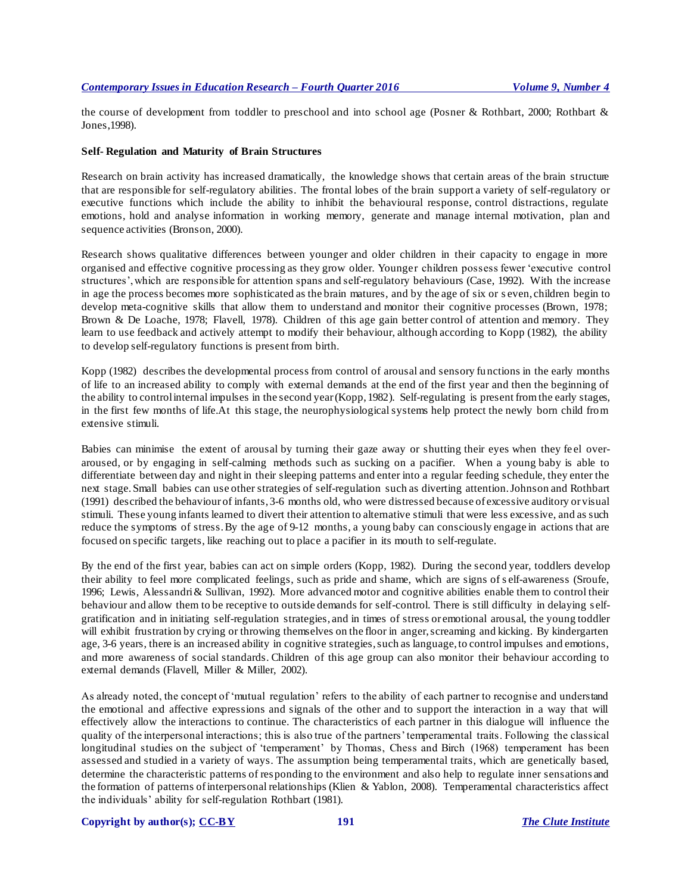the course of development from toddler to preschool and into school age (Posner & Rothbart, 2000; Rothbart & Jones,1998).

**Self- Regulation and Maturity of Brain Structures**

Research on brain activity has increased dramatically, the knowledge shows that certain areas of the brain structure that are responsible for self-regulatory abilities. The frontal lobes of the brain support a variety of self-regulatory or executive functions which include the ability to inhibit the behavioural response, control distractions, regulate emotions, hold and analyse information in working memory, generate and manage internal motivation, plan and sequence activities (Bronson, 2000).

Research shows qualitative differences between younger and older children in their capacity to engage in more organised and effective cognitive processing as they grow older. Younger children possess fewer 'executive control structures', which are responsible for attention spans and self-regulatory behaviours (Case, 1992). With the increase in age the process becomes more sophisticated as the brain matures, and by the age of six or s even, children begin to develop meta-cognitive skills that allow them to understand and monitor their cognitive processes (Brown, 1978; Brown & De Loache, 1978; Flavell, 1978). Children of this age gain better control of attention and memory. They learn to use feedback and actively attempt to modify their behaviour, although according to Kopp (1982), the ability to develop self-regulatory functions is present from birth.

Kopp (1982) describes the developmental process from control of arousal and sensory functions in the early months of life to an increased ability to comply with external demands at the end of the first year and then the beginning of the ability to control internal impulses in the second year (Kopp, 1982). Self-regulating is present from the early stages, in the first few months of life.At this stage, the neurophysiological systems help protect the newly born child from extensive stimuli.

Babies can minimise the extent of arousal by turning their gaze away or shutting their eyes when they fe el over-aroused, or by engaging in self-calming methods such as sucking on a pacifier. When a young baby is able to differentiate between day and night in their sleeping patterns and enter into a regular feeding schedule, they enter the next stage. Small babies can use other strategies of self-regulation such as diverting attention. Johnson and Rothbart (1991) described the behaviour of infants, 3-6 months old, who were distressed because of excessive auditory or visual stimuli. These young infants learned to divert their attention to alternative stimuli that were less excessive, and as such reduce the symptoms of stress. By the age of 9-12 months, a young baby can consciously engage in actions that are focused on specific targets, like reaching out to place a pacifier in its mouth to self-regulate.

By the end of the first year, babies can act on simple orders (Kopp, 1982). During the second year, toddlers develop their ability to feel more complicated feelings, such as pride and shame, which are signs of s elf-awareness (Sroufe, 1996; Lewis, Alessandri & Sullivan, 1992). More advanced motor and cognitive abilities enable them to control their behaviour and allow them to be receptive to outside demands for self-control. There is still difficulty in delaying self-gratification and in initiating self-regulation strategies, and in times of stress or emotional arousal, the young toddler will exhibit frustration by crying or throwing themselves on the floor in anger, screaming and kicking. By kindergarten age, 3-6 years, there is an increased ability in cognitive strategies, such as language, to control impulses and emotions, and more awareness of social standards. Children of this age group can also monitor their behaviour according to external demands (Flavell, Miller & Miller, 2002).

As already noted, the concept of 'mutual regulation' refers to the ability of each partner to recognise and understand the emotional and affective expressions and signals of the other and to support the interaction in a way that will effectively allow the interactions to continue. The characteristics of each partner in this dialogue will influence the quality of the interpersonal interactions; this is also true of the partners' temperamental traits. Following the classical longitudinal studies on the subject of 'temperament' by Thomas, Chess and Birch (1968) temperament has been assessed and studied in a variety of ways. The assumption being temperamental traits, which are genetically based, determine the characteristic patterns of responding to the environment and also help to regulate inner sensations and the formation of patterns of interpersonal relationships (Klien & Yablon, 2008). Temperamental characteristics affect the individuals' ability for self-regulation Rothbart (1981).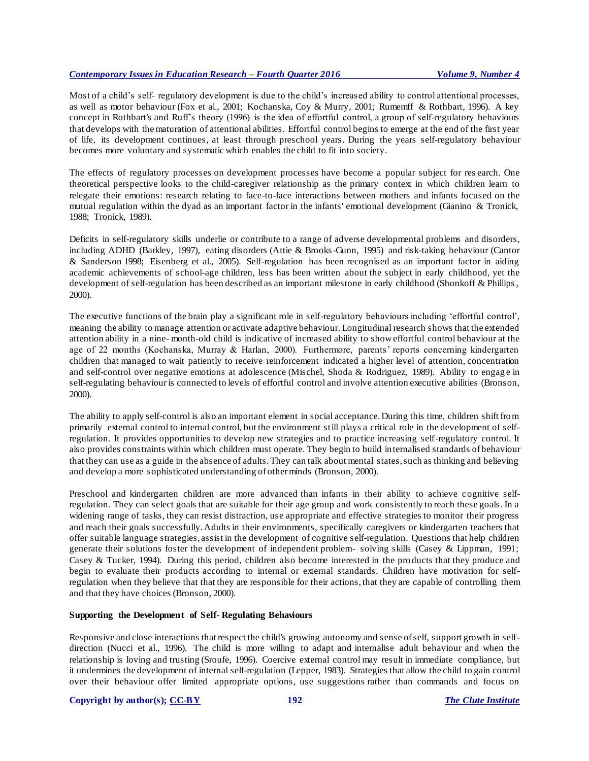Most of a child's self- regulatory development is due to the child's increased ability to control attentional processes, as well as motor behaviour (Fox et al., 2001; Kochanska, Coy & Murry, 2001; Rumemff & Rothbart, 1996). A key concept in Rothbart's and Ruff's theory (1996) is the idea of effortful control, a group of self-regulatory behaviours that develops with the maturation of attentional abilities. Effortful control begins to emerge at the end of the first year of life, its development continues, at least through preschool years. During the years self-regulatory behaviour becomes more voluntary and systematic which enables the child to fit into society.

The effects of regulatory processes on development processes have become a popular subject for research. One theoretical perspective looks to the child-caregiver relationship as the primary context in which children learn to relegate their emotions: research relating to face-to-face interactions between mothers and infants focused on the mutual regulation within the dyad as an important factor in the infants' emotional development (Gianino & Tronick, 1988; Tronick, 1989).

Deficits in self-regulatory skills underlie or contribute to a range of adverse developmental problems and disorders, including ADHD (Barkley, 1997), eating disorders (Attie & Brooks-Gunn, 1995) and risk-taking behaviour (Cantor & Sanderson 1998; Eisenberg et al., 2005). Self-regulation has been recognised as an important factor in aiding academic achievements of school-age children, less has been written about the subject in early childhood, yet the development of self-regulation has been described as an important milestone in early childhood (Shonkoff & Phillips, 2000).

The executive functions of the brain play a significant role in self-regulatory behaviours including 'effortful control', meaning the ability to manage attention or activate adaptive behaviour. Longitudinal research shows that the extended attention ability in a nine- month-old child is indicative of increased ability to show effortful control behaviour at the age of 22 months (Kochanska, Murray & Harlan, 2000). Furthermore, parents' reports concerning kindergarten children that managed to wait patiently to receive reinforcement indicated a higher level of attention, concentration and self-control over negative emotions at adolescence (Mischel, Shoda & Rodriguez, 1989). Ability to engage in self-regulating behaviour is connected to levels of effortful control and involve attention executive abilities (Bronson, 2000).

The ability to apply self-control is also an important element in social acceptance. During this time, children shift from primarily external control to internal control, but the environment still plays a critical role in the development of self-regulation. It provides opportunities to develop new strategies and to practice increasing self-regulatory control. It also provides constraints within which children must operate. They begin to build internalised standards of behaviour that they can use as a guide in the absence of adults. They can talk about mental states, such as thinking and believing and develop a more sophisticated understanding of other minds (Bronson, 2000).

Preschool and kindergarten children are more advanced than infants in their ability to achieve cognitive self-regulation. They can select goals that are suitable for their age group and work consistently to reach these goals. In a widening range of tasks, they can resist distraction, use appropriate and effective strategies to monitor their progress and reach their goals successfully. Adults in their environments, specifically caregivers or kindergarten teachers that offer suitable language strategies, assist in the development of cognitive self-regulation. Questions that help children generate their solutions foster the development of independent problem- solving skills (Casey & Lippman, 1991; Casey & Tucker, 1994). During this period, children also become interested in the products that they produce and begin to evaluate their products according to internal or external standards. Children have motivation for self-regulation when they believe that that they are responsible for their actions, that they are capable of controlling them and that they have choices (Bronson, 2000).

**Supporting the Development of Self- Regulating Behaviours**

Responsive and close interactions that respect the child's growing autonomy and sense of self, support growth in self-direction (Nucci et al., 1996). The child is more willing to adapt and internalise adult behaviour and when the relationship is loving and trusting (Sroufe, 1996). Coercive external control may result in immediate compliance, but it undermines the development of internal self-regulation (Lepper, 1983). Strategies that allow the child to gain control over their behaviour offer limited appropriate options, use suggestions rather than commands and focus on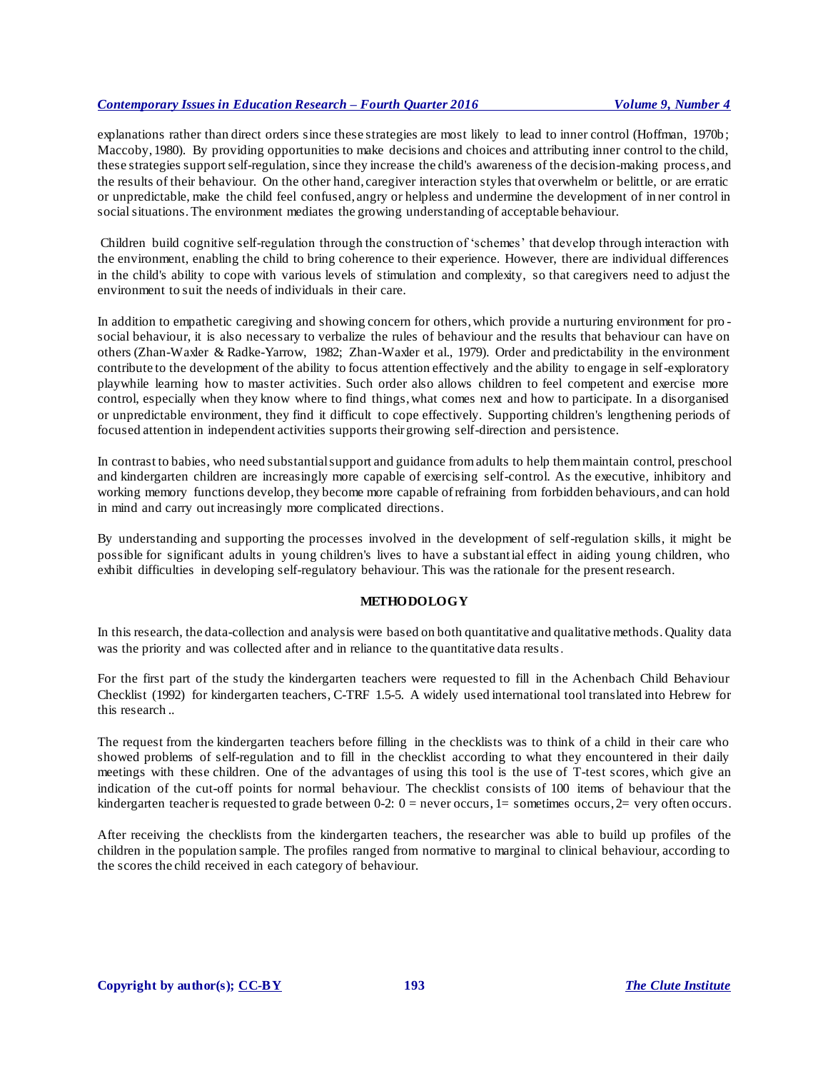explanations rather than direct orders since these strategies are most likely to lead to inner control (Hoffman, 1970b; Maccoby, 1980). By providing opportunities to make decisions and choices and attributing inner control to the child, these strategies support self-regulation, since they increase the child's awareness of the decision-making process, and the results of their behaviour. On the other hand, caregiver interaction styles that overwhelm or belittle, or are erratic or unpredictable, make the child feel confused, angry or helpless and undermine the development of inner control in social situations. The environment mediates the growing understanding of acceptable behaviour.

Children build cognitive self-regulation through the construction of 'schemes' that develop through interaction with the environment, enabling the child to bring coherence to their experience. However, there are individual differences in the child's ability to cope with various levels of stimulation and complexity, so that caregivers need to adjust the environment to suit the needs of individuals in their care.

In addition to empathetic caregiving and showing concern for others, which provide a nurturing environment for pro-social behaviour, it is also necessary to verbalize the rules of behaviour and the results that behaviour can have on others (Zhan-Waxler & Radke-Yarrow, 1982; Zhan-Waxler et al., 1979). Order and predictability in the environment contribute to the development of the ability to focus attention effectively and the ability to engage in self-exploratory playwhile learning how to master activities. Such order also allows children to feel competent and exercise more control, especially when they know where to find things, what comes next and how to participate. In a disorganised or unpredictable environment, they find it difficult to cope effectively. Supporting children's lengthening periods of focused attention in independent activities supports their growing self-direction and persistence.

In contrast to babies, who need substantial support and guidance from adults to help them maintain control, preschool and kindergarten children are increasingly more capable of exercising self-control. As the executive, inhibitory and working memory functions develop, they become more capable of refraining from forbidden behaviours, and can hold in mind and carry out increasingly more complicated directions.

By understanding and supporting the processes involved in the development of self-regulation skills, it might be possible for significant adults in young children's lives to have a substantial effect in aiding young children, who exhibit difficulties in developing self-regulatory behaviour. This was the rationale for the present research.

## METHODOLOGY

In this research, the data-collection and analysis were based on both quantitative and qualitative methods. Quality data was the priority and was collected after and in reliance to the quantitative data results.

For the first part of the study the kindergarten teachers were requested to fill in the Achenbach Child Behaviour Checklist (1992) for kindergarten teachers, C-TRF 1.5-5. A widely used international tool translated into Hebrew for this research ..

The request from the kindergarten teachers before filling in the checklists was to think of a child in their care who showed problems of self-regulation and to fill in the checklist according to what they encountered in their daily meetings with these children. One of the advantages of using this tool is the use of T-test scores, which give an indication of the cut-off points for normal behaviour. The checklist consists of 100 items of behaviour that the kindergarten teacher is requested to grade between 0-2: 0 = never occurs, 1= sometimes occurs, 2= very often occurs.

After receiving the checklists from the kindergarten teachers, the researcher was able to build up profiles of the children in the population sample. The profiles ranged from normative to marginal to clinical behaviour, according to the scores the child received in each category of behaviour.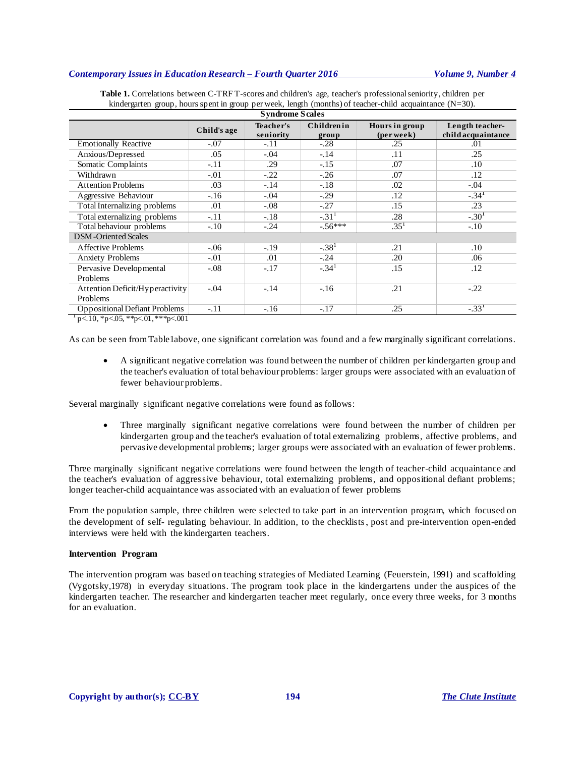**Table 1.** Correlations between C-TRF T-scores and children's age, teacher's professional seniority, children per kindergarten group, hours spent in group per week, length (months) of teacher-child acquaintance (N=30).

| Syndrome Scales | Child's age | Teacher's seniority | Children in group | Hours in group (per week) | Length teacher-child acquaintance |
|---|---|---|---|---|---|
| Emotionally Reactive | -.07 | -.11 | -.28 | .25 | .01 |
| Anxious/Depressed | .05 | -.04 | -.14 | .11 | .25 |
| Somatic Complaints | -.11 | .29 | -.15 | .07 | .10 |
| Withdrawn | -.01 | -.22 | -.26 | .07 | .12 |
| Attention Problems | .03 | -.14 | -.18 | .02 | -.04 |
| Aggressive Behaviour | -.16 | -.04 | -.29 | .12 | -.34[1] |
| Total Internalizing problems | .01 | -.08 | -.27 | .15 | .23 |
| Total externalizing problems | -.11 | -.18 | -.31[1] | .28 | -.30[1] |
| Total behaviour problems | -.10 | -.24 | -.56*** | .35[1] | -.10 |
| **DSM-Oriented Scales** | | | | | |
| Affective Problems | -.06 | -.19 | -.38[1] | .21 | .10 |
| Anxiety Problems | -.01 | .01 | -.24 | .20 | .06 |
| Pervasive Developmental Problems | -.08 | -.17 | -.34[1] | .15 | .12 |
| Attention Deficit/Hyperactivity Problems | -.04 | -.14 | -.16 | .21 | -.22 |
| Oppositional Defiant Problems | -.11 | -.16 | -.17 | .25 | -.33[1] |

[1] p<.10, *p<.05, **p<.01, ***p<.001

As can be seen from Table1above, one significant correlation was found and a few marginally significant correlations.

- A significant negative correlation was found between the number of children per kindergarten group and the teacher's evaluation of total behaviour problems: larger groups were associated with an evaluation of fewer behaviour problems.

Several marginally significant negative correlations were found as follows:

- Three marginally significant negative correlations were found between the number of children per kindergarten group and the teacher's evaluation of total externalizing problems, affective problems, and pervasive developmental problems; larger groups were associated with an evaluation of fewer problems.

Three marginally significant negative correlations were found between the length of teacher-child acquaintance and the teacher's evaluation of aggressive behaviour, total externalizing problems, and oppositional defiant problems; longer teacher-child acquaintance was associated with an evaluation of fewer problems

From the population sample, three children were selected to take part in an intervention program, which focused on the development of self- regulating behaviour. In addition, to the checklists, post and pre-intervention open-ended interviews were held with the kindergarten teachers.

**Intervention Program**

The intervention program was based on teaching strategies of Mediated Learning (Feuerstein, 1991) and scaffolding (Vygotsky,1978) in everyday situations. The program took place in the kindergartens under the auspices of the kindergarten teacher. The researcher and kindergarten teacher meet regularly, once every three weeks, for 3 months for an evaluation.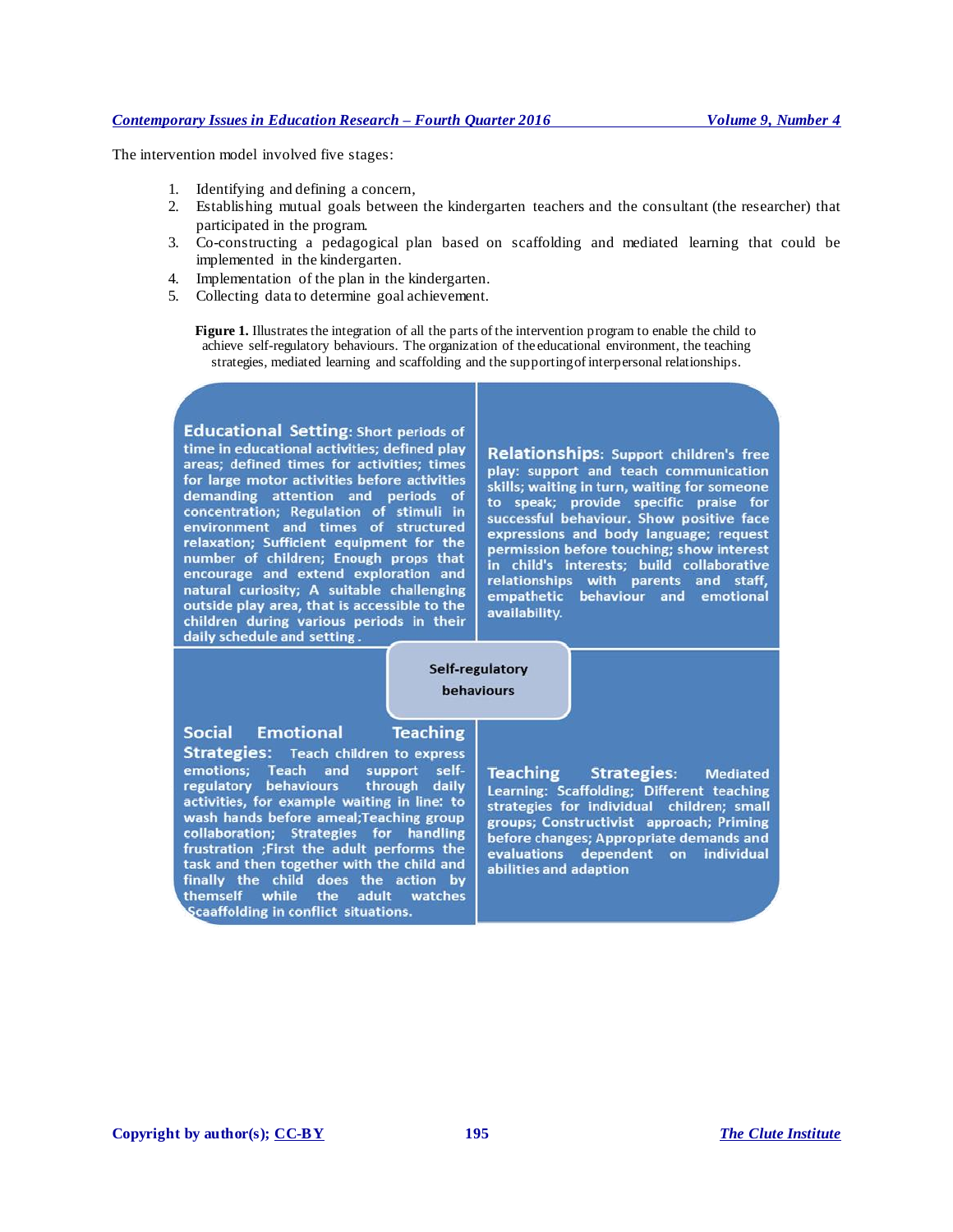The intervention model involved five stages:

1. Identifying and defining a concern,
2. Establishing mutual goals between the kindergarten teachers and the consultant (the researcher) that participated in the program.
3. Co-constructing a pedagogical plan based on scaffolding and mediated learning that could be implemented in the kindergarten.
4. Implementation of the plan in the kindergarten.
5. Collecting data to determine goal achievement.

**Figure 1.** Illustrates the integration of all the parts of the intervention program to enable the child to achieve self-regulatory behaviours. The organization of the educational environment, the teaching strategies, mediated learning and scaffolding and the supporting of interpersonal relationships.

**Educational Setting**: Short periods of time in educational activities; defined play areas; defined times for activities; times for large motor activities before activities demanding attention and periods of concentration; Regulation of stimuli in environment and times of structured relaxation; Sufficient equipment for the number of children; Enough props that encourage and extend exploration and natural curiosity; A suitable challenging outside play area, that is accessible to the children during various periods in their daily schedule and setting .

**Relationships**: Support children's free play: support and teach communication skills; waiting in turn, waiting for someone to speak; provide specific praise for successful behaviour. Show positive face expressions and body language; request permission before touching; show interest in child's interests; build collaborative relationships with parents and staff, empathetic behaviour and emotional availability.

**Self-regulatory behaviours**

**Social Emotional Teaching Strategies**: Teach children to express emotions; Teach and support self-regulatory behaviours through daily activities, for example waiting in line: to wash hands before ameal;Teaching group collaboration; Strategies for handling frustration ;First the adult performs the task and then together with the child and finally the child does the action by themself while the adult watches Scaafolding in conflict situations.

**Teaching Strategies**: Mediated Learning: Scaffolding; Different teaching strategies for individual children; small groups; Constructivist approach; Priming before changes; Appropriate demands and evaluations dependent on individual abilities and adaption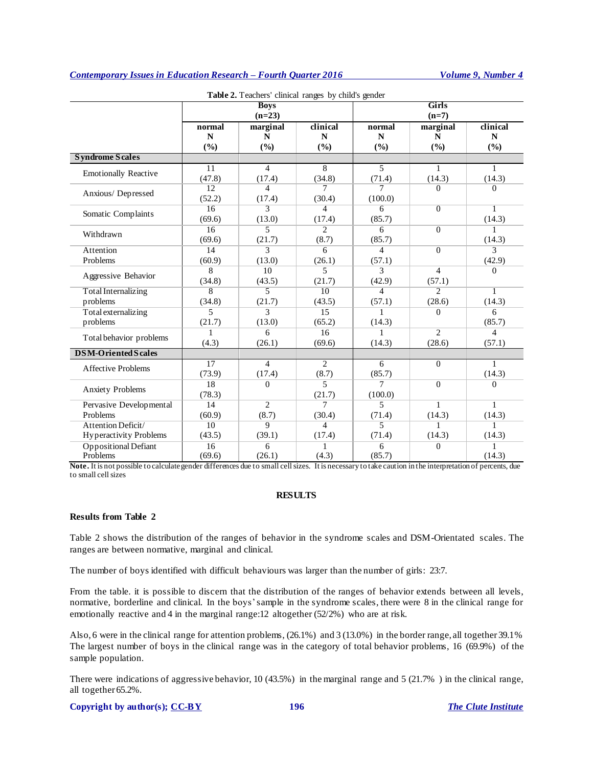**Table 2.** Teachers' clinical ranges by child's gender

| | Boys (n=23) | | | Girls (n=7) | | |
|---|---|---|---|---|---|---|
| | normal N (%) | marginal N (%) | clinical N (%) | normal N (%) | marginal N (%) | clinical N (%) |
| **Syndrome Scales** | | | | | | |
| Emotionally Reactive | 11 (47.8) | 4 (17.4) | 8 (34.8) | 5 (71.4) | 1 (14.3) | 1 (14.3) |
| Anxious/ Depressed | 12 (52.2) | 4 (17.4) | 7 (30.4) | 7 (100.0) | 0 | 0 |
| Somatic Complaints | 16 (69.6) | 3 (13.0) | 4 (17.4) | 6 (85.7) | 0 | 1 (14.3) |
| Withdrawn | 16 (69.6) | 5 (21.7) | 2 (8.7) | 6 (85.7) | 0 | 1 (14.3) |
| Attention Problems | 14 (60.9) | 3 (13.0) | 6 (26.1) | 4 (57.1) | 0 | 3 (42.9) |
| Aggressive Behavior | 8 (34.8) | 10 (43.5) | 5 (21.7) | 3 (42.9) | 4 (57.1) | 0 |
| Total Internalizing problems | 8 (34.8) | 5 (21.7) | 10 (43.5) | 4 (57.1) | 2 (28.6) | 1 (14.3) |
| Total externalizing problems | 5 (21.7) | 3 (13.0) | 15 (65.2) | 1 (14.3) | 0 | 6 (85.7) |
| Total behavior problems | 1 (4.3) | 6 (26.1) | 16 (69.6) | 1 (14.3) | 2 (28.6) | 4 (57.1) |
| **DSM-Oriented Scales** | | | | | | |
| Affective Problems | 17 (73.9) | 4 (17.4) | 2 (8.7) | 6 (85.7) | 0 | 1 (14.3) |
| Anxiety Problems | 18 (78.3) | 0 | 5 (21.7) | 7 (100.0) | 0 | 0 |
| Pervasive Developmental Problems | 14 (60.9) | 2 (8.7) | 7 (30.4) | 5 (71.4) | 1 (14.3) | 1 (14.3) |
| Attention Deficit/ Hyperactivity Problems | 10 (43.5) | 9 (39.1) | 4 (17.4) | 5 (71.4) | 1 (14.3) | 1 (14.3) |
| Oppositional Defiant Problems | 16 (69.6) | 6 (26.1) | 1 (4.3) | 6 (85.7) | 0 | 1 (14.3) |

**Note.** It is not possible to calculate gender differences due to small cell sizes. It is necessary to take caution in the interpretation of percents, due to small cell sizes

## RESULTS

### Results from Table 2

Table 2 shows the distribution of the ranges of behavior in the syndrome scales and DSM-Orientated scales. The ranges are between normative, marginal and clinical.

The number of boys identified with difficult behaviours was larger than the number of girls: 23:7.

From the table. it is possible to discern that the distribution of the ranges of behavior extends between all levels, normative, borderline and clinical. In the boys' sample in the syndrome scales, there were 8 in the clinical range for emotionally reactive and 4 in the marginal range:12 altogether (52/2%) who are at risk.

Also, 6 were in the clinical range for attention problems, (26.1%) and 3 (13.0%) in the border range, all together 39.1% The largest number of boys in the clinical range was in the category of total behavior problems, 16 (69.9%) of the sample population.

There were indications of aggressive behavior, 10 (43.5%) in the marginal range and 5 (21.7% ) in the clinical range, all together 65.2%.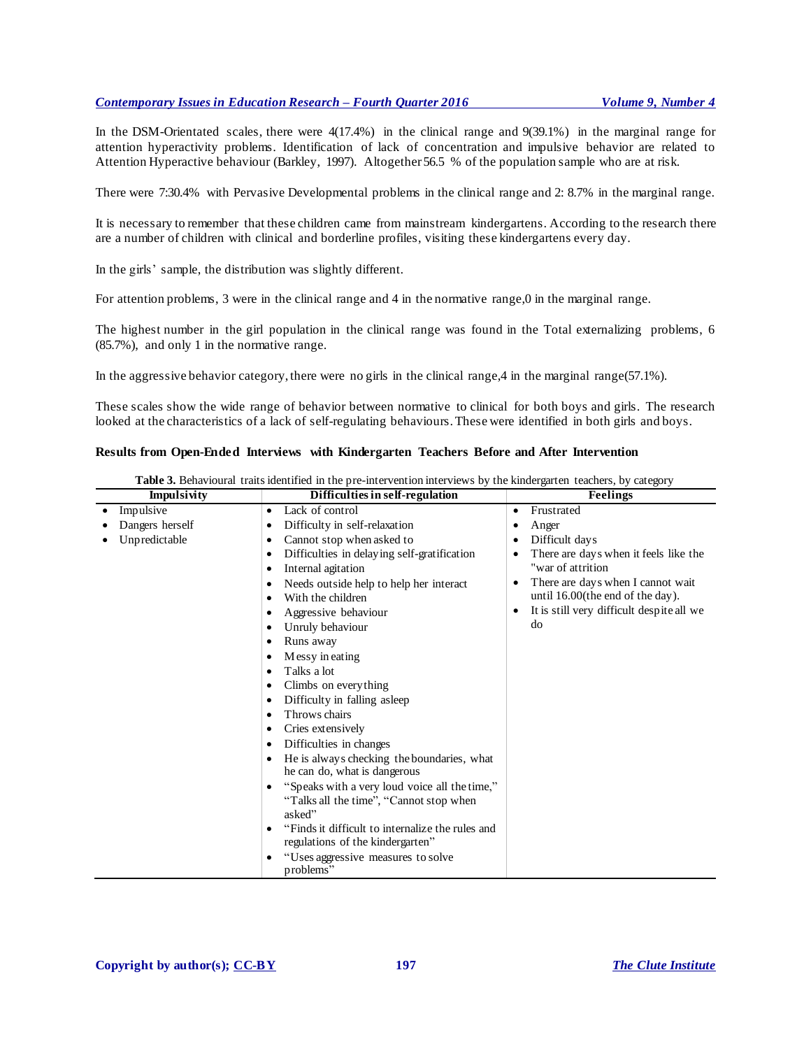In the DSM-Orientated scales, there were 4(17.4%) in the clinical range and 9(39.1%) in the marginal range for attention hyperactivity problems. Identification of lack of concentration and impulsive behavior are related to Attention Hyperactive behaviour (Barkley, 1997). Altogether 56.5 % of the population sample who are at risk.

There were 7:30.4% with Pervasive Developmental problems in the clinical range and 2: 8.7% in the marginal range.

It is necessary to remember that these children came from mainstream kindergartens. According to the research there are a number of children with clinical and borderline profiles, visiting these kindergartens every day.

In the girls' sample, the distribution was slightly different.

For attention problems, 3 were in the clinical range and 4 in the normative range,0 in the marginal range.

The highest number in the girl population in the clinical range was found in the Total externalizing problems, 6 (85.7%), and only 1 in the normative range.

In the aggressive behavior category, there were no girls in the clinical range,4 in the marginal range(57.1%).

These scales show the wide range of behavior between normative to clinical for both boys and girls. The research looked at the characteristics of a lack of self-regulating behaviours. These were identified in both girls and boys.

### Results from Open-Ended Interviews with Kindergarten Teachers Before and After Intervention

**Table 3.** Behavioural traits identified in the pre-intervention interviews by the kindergarten teachers, by category

| Impulsivity | Difficulties in self-regulation | Feelings |
|---|---|---|
| • Impulsive<br>• Dangers herself<br>• Unpredictable | • Lack of control<br>• Difficulty in self-relaxation<br>• Cannot stop when asked to<br>• Difficulties in delaying self-gratification<br>• Internal agitation<br>• Needs outside help to help her interact<br>• With the children<br>• Aggressive behaviour<br>• Unruly behaviour<br>• Runs away<br>• Messy in eating<br>• Talks a lot<br>• Climbs on everything<br>• Difficulty in falling asleep<br>• Throws chairs<br>• Cries extensively<br>• Difficulties in changes<br>• He is always checking the boundaries, what he can do, what is dangerous<br>• "Speaks with a very loud voice all the time," "Talks all the time", "Cannot stop when asked"<br>• "Finds it difficult to internalize the rules and regulations of the kindergarten"<br>• "Uses aggressive measures to solve problems" | • Frustrated<br>• Anger<br>• Difficult days<br>• There are days when it feels like the "war of attrition<br>• There are days when I cannot wait until 16.00(the end of the day).<br>• It is still very difficult despite all we do |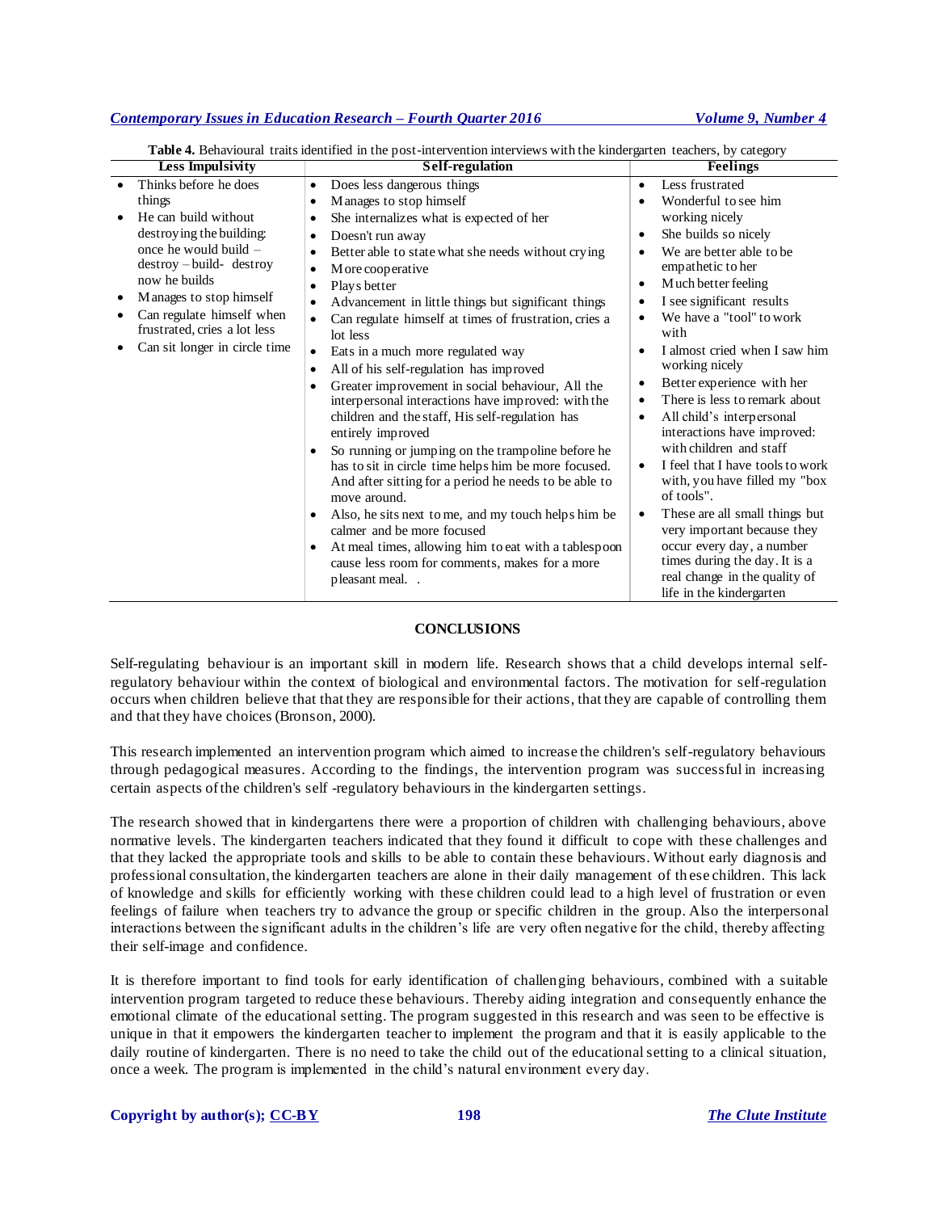**Table 4.** Behavioural traits identified in the post-intervention interviews with the kindergarten teachers, by category

| Less Impulsivity | Self-regulation | Feelings |
|---|---|---|
| • Thinks before he does things<br>• He can build without destroying the building: once he would build – destroy – build- destroy now he builds<br>• Manages to stop himself<br>• Can regulate himself when frustrated, cries a lot less<br>• Can sit longer in circle time | • Does less dangerous things<br>• Manages to stop himself<br>• She internalizes what is expected of her<br>• Doesn't run away<br>• Better able to state what she needs without crying<br>• More cooperative<br>• Plays better<br>• Advancement in little things but significant things<br>• Can regulate himself at times of frustration, cries a lot less<br>• Eats in a much more regulated way<br>• All of his self-regulation has improved<br>• Greater improvement in social behaviour, All the interpersonal interactions have improved: with the children and the staff, His self-regulation has entirely improved<br>• So running or jumping on the trampoline before he has to sit in circle time helps him be more focused. And after sitting for a period he needs to be able to move around.<br>• Also, he sits next to me, and my touch helps him be calmer and be more focused<br>• At meal times, allowing him to eat with a tablespoon cause less room for comments, makes for a more pleasant meal. . | • Less frustrated<br>• Wonderful to see him working nicely<br>• She builds so nicely<br>• We are better able to be empathetic to her<br>• Much better feeling<br>• I see significant results<br>• We have a "tool" to work with<br>• I almost cried when I saw him working nicely<br>• Better experience with her<br>• There is less to remark about<br>• All child's interpersonal interactions have improved: with children and staff<br>• I feel that I have tools to work with, you have filled my "box of tools".<br>• These are all small things but very important because they occur every day, a number times during the day. It is a real change in the quality of life in the kindergarten |

## CONCLUSIONS

Self-regulating behaviour is an important skill in modern life. Research shows that a child develops internal self-regulatory behaviour within the context of biological and environmental factors. The motivation for self-regulation occurs when children believe that that they are responsible for their actions, that they are capable of controlling them and that they have choices (Bronson, 2000).

This research implemented an intervention program which aimed to increase the children's self-regulatory behaviours through pedagogical measures. According to the findings, the intervention program was successful in increasing certain aspects of the children's self -regulatory behaviours in the kindergarten settings.

The research showed that in kindergartens there were a proportion of children with challenging behaviours, above normative levels. The kindergarten teachers indicated that they found it difficult to cope with these challenges and that they lacked the appropriate tools and skills to be able to contain these behaviours. Without early diagnosis and professional consultation, the kindergarten teachers are alone in their daily management of these children. This lack of knowledge and skills for efficiently working with these children could lead to a high level of frustration or even feelings of failure when teachers try to advance the group or specific children in the group. Also the interpersonal interactions between the significant adults in the children's life are very often negative for the child, thereby affecting their self-image and confidence.

It is therefore important to find tools for early identification of challenging behaviours, combined with a suitable intervention program targeted to reduce these behaviours. Thereby aiding integration and consequently enhance the emotional climate of the educational setting. The program suggested in this research and was seen to be effective is unique in that it empowers the kindergarten teacher to implement the program and that it is easily applicable to the daily routine of kindergarten. There is no need to take the child out of the educational setting to a clinical situation, once a week. The program is implemented in the child's natural environment every day.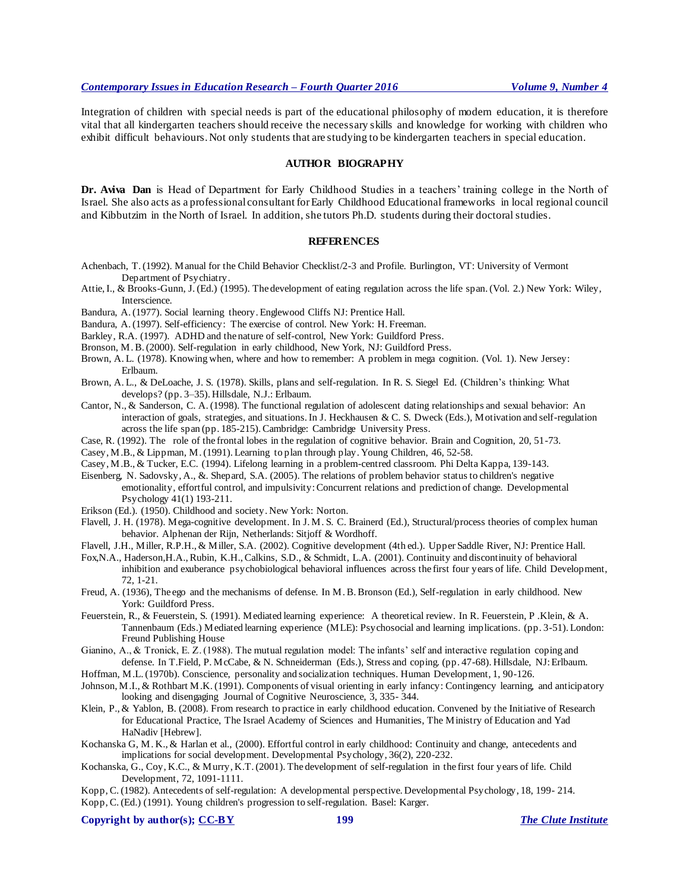Integration of children with special needs is part of the educational philosophy of modern education, it is therefore vital that all kindergarten teachers should receive the necessary skills and knowledge for working with children who exhibit difficult behaviours. Not only students that are studying to be kindergarten teachers in special education.

## AUTHOR BIOGRAPHY

**Dr. Aviva Dan** is Head of Department for Early Childhood Studies in a teachers' training college in the North of Israel. She also acts as a professional consultant for Early Childhood Educational frameworks in local regional council and Kibbutzim in the North of Israel. In addition, she tutors Ph.D. students during their doctoral studies.

## REFERENCES

Achenbach, T. (1992). Manual for the Child Behavior Checklist/2-3 and Profile. Burlington, VT: University of Vermont Department of Psychiatry.

Attie, I., & Brooks-Gunn, J. (Ed.) (1995). The development of eating regulation across the life span. (Vol. 2.) New York: Wiley, Interscience.

Bandura, A. (1977). Social learning theory. Englewood Cliffs NJ: Prentice Hall.

Bandura, A. (1997). Self-efficiency: The exercise of control. New York: H. Freeman.

Barkley, R.A. (1997). ADHD and the nature of self-control, New York: Guildford Press.

Bronson, M. B. (2000). Self-regulation in early childhood, New York, NJ: Guildford Press.

Brown, A. L. (1978). Knowing when, where and how to remember: A problem in mega cognition. (Vol. 1). New Jersey: Erlbaum.

Brown, A. L., & DeLoache, J. S. (1978). Skills, plans and self-regulation. In R. S. Siegel Ed. (Children's thinking: What develops? (pp. 3–35). Hillsdale, N.J.: Erlbaum.

Cantor, N., & Sanderson, C. A. (1998). The functional regulation of adolescent dating relationships and sexual behavior: An interaction of goals, strategies, and situations. In J. Heckhausen & C. S. Dweck (Eds.), Motivation and self-regulation across the life span (pp. 185-215). Cambridge: Cambridge University Press.

Case, R. (1992). The role of the frontal lobes in the regulation of cognitive behavior. Brain and Cognition, 20, 51-73.

Casey, M.B., & Lippman, M. (1991). Learning to plan through play. Young Children, 46, 52-58.

Casey, M.B., & Tucker, E.C. (1994). Lifelong learning in a problem-centred classroom. Phi Delta Kappa, 139-143.

Eisenberg, N. Sadovsky, A., &. Shepard, S.A. (2005). The relations of problem behavior status to children's negative emotionality, effortful control, and impulsivity: Concurrent relations and prediction of change. Developmental Psychology 41(1) 193-211.

Erikson (Ed.). (1950). Childhood and society. New York: Norton.

Flavell, J. H. (1978). Mega-cognitive development. In J. M. S. C. Brainerd (Ed.), Structural/process theories of complex human behavior. Alphenan der Rijn, Netherlands: Sitjoff & Wordhoff.

Flavell, J.H., Miller, R.P.H., & Miller, S.A. (2002). Cognitive development (4th ed.). Upper Saddle River, NJ: Prentice Hall.

Fox,N.A., Haderson,H.A., Rubin, K.H., Calkins, S.D., & Schmidt, L.A. (2001). Continuity and discontinuity of behavioral inhibition and exuberance psychobiological behavioral influences across the first four years of life. Child Development, 72, 1-21.

Freud, A. (1936), The ego and the mechanisms of defense. In M. B. Bronson (Ed.), Self-regulation in early childhood. New York: Guildford Press.

Feuerstein, R., & Feuerstein, S. (1991). Mediated learning experience: A theoretical review. In R. Feuerstein, P .Klein, & A. Tannenbaum (Eds.) Mediated learning experience (MLE): Psychosocial and learning implications. (pp. 3-51). London: Freund Publishing House

Gianino, A., & Tronick, E. Z. (1988). The mutual regulation model: The infants' self and interactive regulation coping and defense. In T.Field, P. McCabe, & N. Schneiderman (Eds.), Stress and coping. (pp. 47-68). Hillsdale, NJ: Erlbaum.

Hoffman, M.L. (1970b). Conscience, personality and socialization techniques. Human Development, 1, 90-126.

Johnson, M.I., & Rothbart M.K. (1991). Components of visual orienting in early infancy: Contingency learning, and anticipatory looking and disengaging Journal of Cognitive Neuroscience, 3, 335- 344.

Klein, P., & Yablon, B. (2008). From research to practice in early childhood education. Convened by the Initiative of Research for Educational Practice, The Israel Academy of Sciences and Humanities, The Ministry of Education and Yad HaNadiv [Hebrew].

Kochanska G, M. K., & Harlan et al., (2000). Effortful control in early childhood: Continuity and change, antecedents and implications for social development. Developmental Psychology, 36(2), 220-232.

Kochanska, G., Coy, K.C., & Murry, K.T. (2001). The development of self-regulation in the first four years of life. Child Development, 72, 1091-1111.

Kopp, C. (1982). Antecedents of self-regulation: A developmental perspective. Developmental Psychology, 18, 199- 214.

Kopp, C. (Ed.) (1991). Young children's progression to self-regulation. Basel: Karger.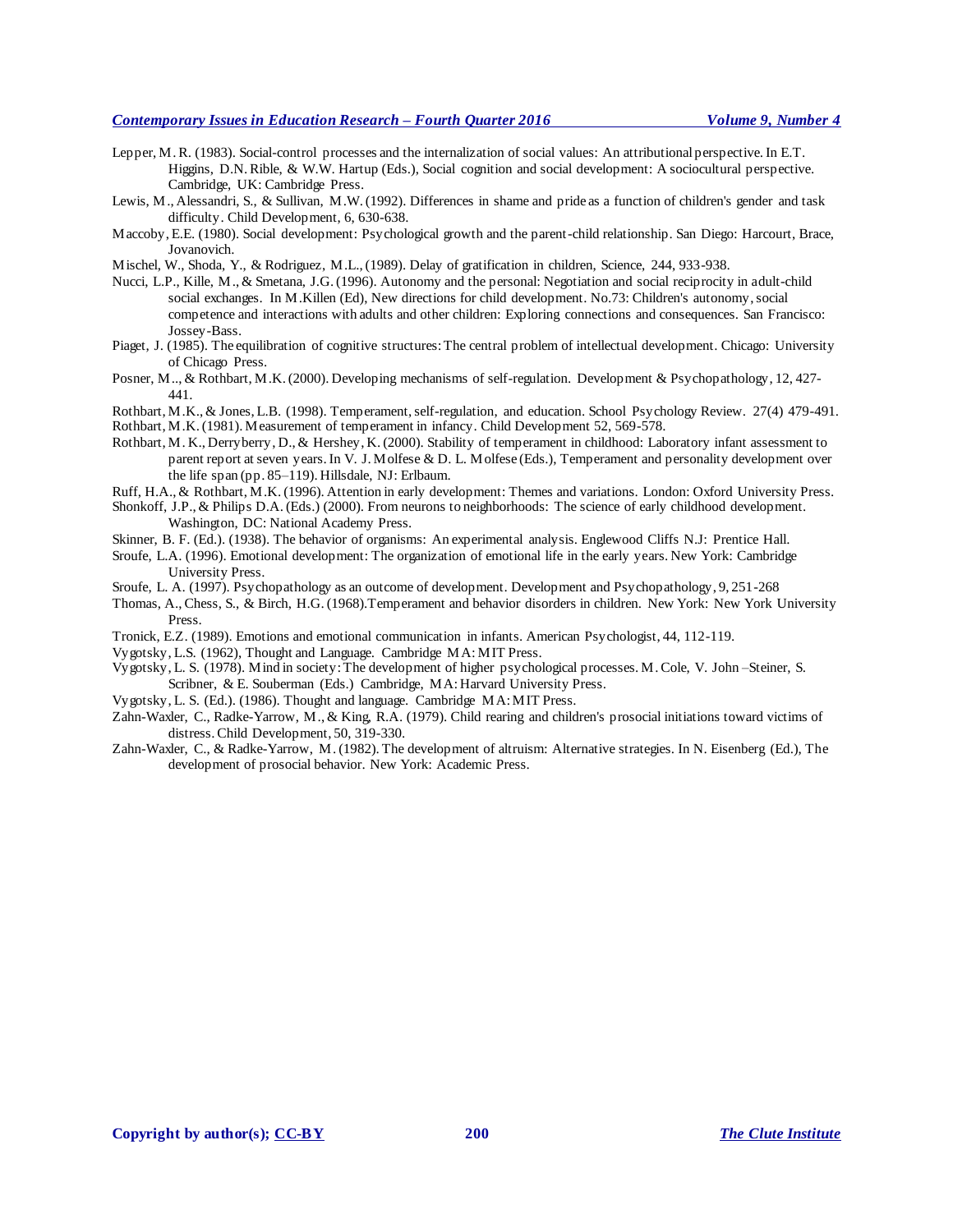Lepper, M. R. (1983). Social-control processes and the internalization of social values: An attributional perspective. In E.T. Higgins, D.N. Rible, & W.W. Hartup (Eds.), Social cognition and social development: A sociocultural perspective. Cambridge, UK: Cambridge Press.

Lewis, M., Alessandri, S., & Sullivan, M.W. (1992). Differences in shame and pride as a function of children's gender and task difficulty. Child Development, 6, 630-638.

Maccoby, E.E. (1980). Social development: Psychological growth and the parent-child relationship. San Diego: Harcourt, Brace, Jovanovich.

Mischel, W., Shoda, Y., & Rodriguez, M.L., (1989). Delay of gratification in children, Science, 244, 933-938.

Nucci, L.P., Kille, M., & Smetana, J.G. (1996). Autonomy and the personal: Negotiation and social reciprocity in adult-child social exchanges. In M.Killen (Ed), New directions for child development. No.73: Children's autonomy, social competence and interactions with adults and other children: Exploring connections and consequences. San Francisco: Jossey-Bass.

Piaget, J. (1985). The equilibration of cognitive structures: The central problem of intellectual development. Chicago: University of Chicago Press.

Posner, M.., & Rothbart, M.K. (2000). Developing mechanisms of self-regulation. Development & Psychopathology, 12, 427-441.

Rothbart, M.K., & Jones, L.B. (1998). Temperament, self-regulation, and education. School Psychology Review. 27(4) 479-491.

Rothbart, M.K. (1981). Measurement of temperament in infancy. Child Development 52, 569-578.

Rothbart, M. K., Derryberry, D., & Hershey, K. (2000). Stability of temperament in childhood: Laboratory infant assessment to parent report at seven years. In V. J. Molfese & D. L. Molfese (Eds.), Temperament and personality development over the life span (pp. 85–119). Hillsdale, NJ: Erlbaum.

Ruff, H.A., & Rothbart, M.K. (1996). Attention in early development: Themes and variations. London: Oxford University Press.

Shonkoff, J.P., & Philips D.A. (Eds.) (2000). From neurons to neighborhoods: The science of early childhood development. Washington, DC: National Academy Press.

Skinner, B. F. (Ed.). (1938). The behavior of organisms: An experimental analysis. Englewood Cliffs N.J: Prentice Hall.

Sroufe, L.A. (1996). Emotional development: The organization of emotional life in the early years. New York: Cambridge University Press.

Sroufe, L. A. (1997). Psychopathology as an outcome of development. Development and Psychopathology, 9, 251-268

Thomas, A., Chess, S., & Birch, H.G. (1968).Temperament and behavior disorders in children. New York: New York University Press.

Tronick, E.Z. (1989). Emotions and emotional communication in infants. American Psychologist, 44, 112-119.

Vygotsky, L.S. (1962), Thought and Language. Cambridge MA: MIT Press.

Vygotsky, L. S. (1978). Mind in society: The development of higher psychological processes. M. Cole, V. John –Steiner, S. Scribner, & E. Souberman (Eds.) Cambridge, MA: Harvard University Press.

Vygotsky, L. S. (Ed.). (1986). Thought and language. Cambridge MA: MIT Press.

Zahn-Waxler, C., Radke-Yarrow, M., & King, R.A. (1979). Child rearing and children's prosocial initiations toward victims of distress. Child Development, 50, 319-330.

Zahn-Waxler, C., & Radke-Yarrow, M. (1982). The development of altruism: Alternative strategies. In N. Eisenberg (Ed.), The development of prosocial behavior. New York: Academic Press.